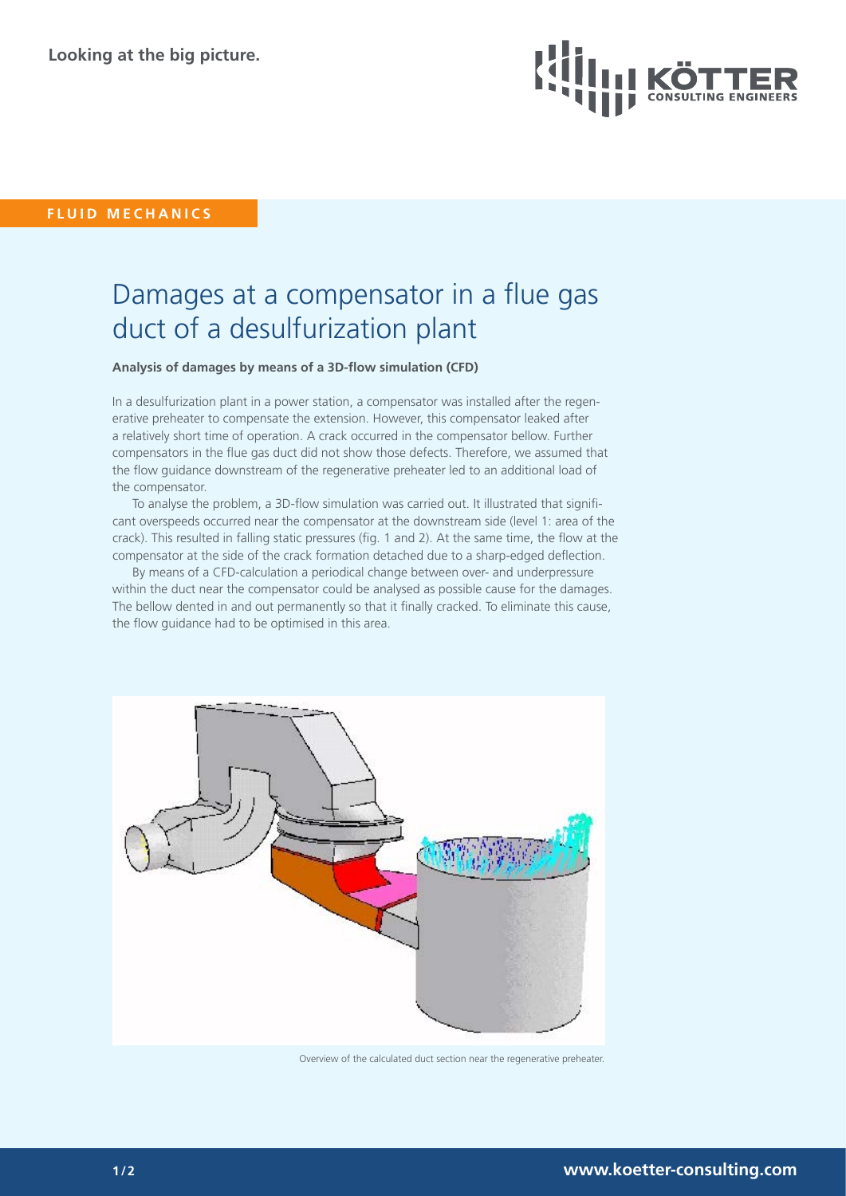**FLUID MECHANICS**

# Damages at a compensator in a flue gas duct of a desulfurization plant

**Analysis of damages by means of a 3D-flow simulation (CFD)**

In a desulfurization plant in a power station, a compensator was installed after the regenerative preheater to compensate the extension. However, this compensator leaked after a relatively short time of operation. A crack occurred in the compensator bellow. Further compensators in the flue gas duct did not show those defects. Therefore, we assumed that the flow guidance downstream of the regenerative preheater led to an additional load of the compensator.

To analyse the problem, a 3D-flow simulation was carried out. It illustrated that significant overspeeds occurred near the compensator at the downstream side (level 1: area of the crack). This resulted in falling static pressures (fig. 1 and 2). At the same time, the flow at the compensator at the side of the crack formation detached due to a sharp-edged deflection.

By means of a CFD-calculation a periodical change between over- and underpressure within the duct near the compensator could be analysed as possible cause for the damages. The bellow dented in and out permanently so that it finally cracked. To eliminate this cause, the flow guidance had to be optimised in this area.

Overview of the calculated duct section near the regenerative preheater.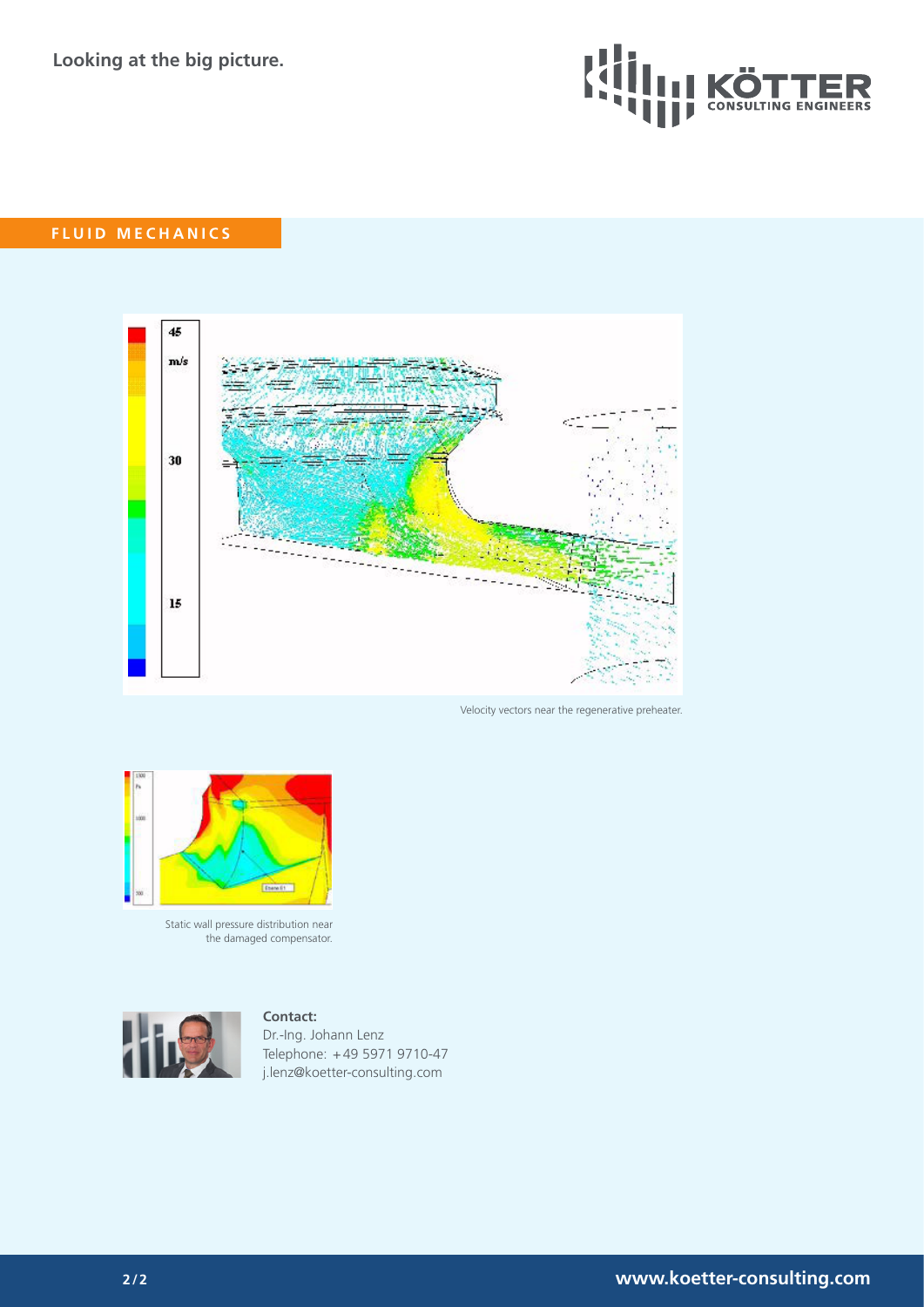Looking at the big picture.

KÖTTER CONSULTING ENGINEERS

## FLUID MECHANICS

45
m/s
30
15

Velocity vectors near the regenerative preheater.

Static wall pressure distribution near the damaged compensator.

**Contact:**
Dr.-Ing. Johann Lenz
Telephone: +49 5971 9710-47
j.lenz@koetter-consulting.com

www.koetter-consulting.com